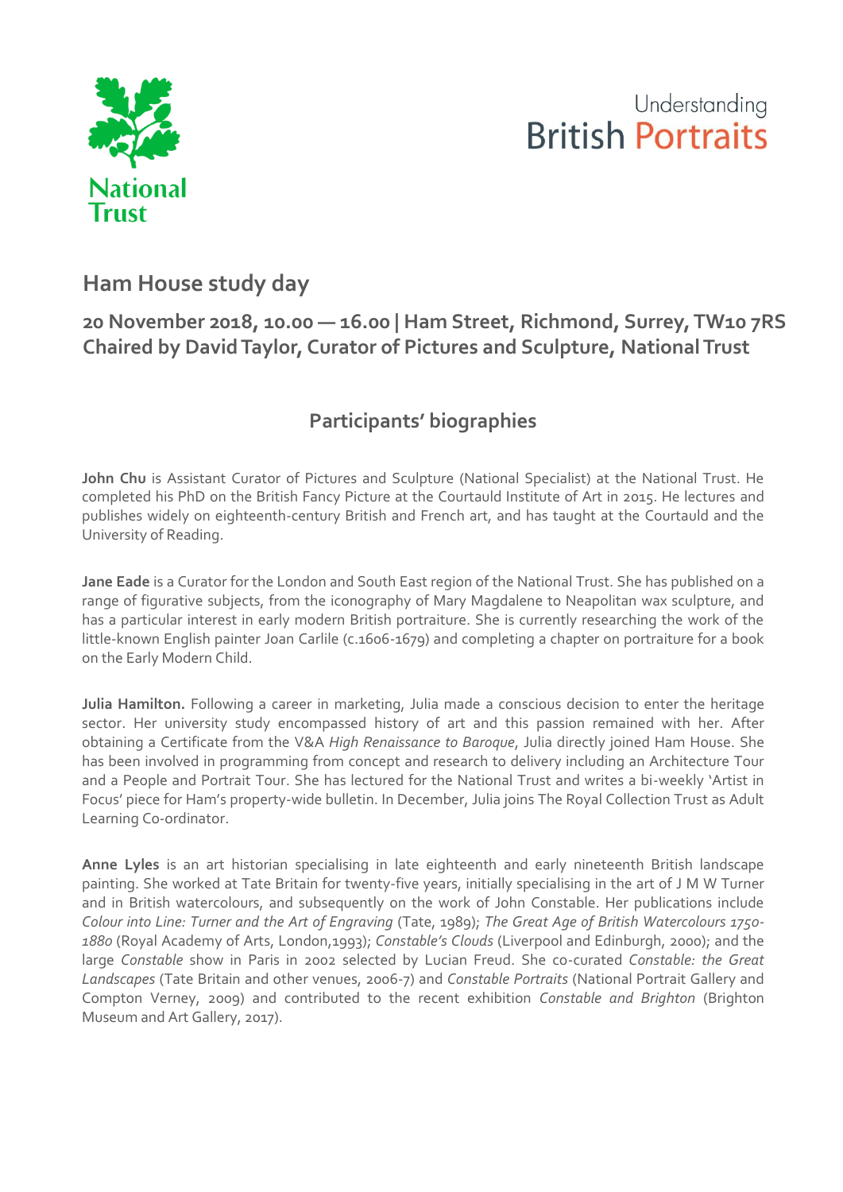National Trust

Understanding British Portraits

# Ham House study day

## 20 November 2018, 10.00 — 16.00 | Ham Street, Richmond, Surrey, TW10 7RS
## Chaired by David Taylor, Curator of Pictures and Sculpture, National Trust

### Participants' biographies

**John Chu** is Assistant Curator of Pictures and Sculpture (National Specialist) at the National Trust. He completed his PhD on the British Fancy Picture at the Courtauld Institute of Art in 2015. He lectures and publishes widely on eighteenth-century British and French art, and has taught at the Courtauld and the University of Reading.

**Jane Eade** is a Curator for the London and South East region of the National Trust. She has published on a range of figurative subjects, from the iconography of Mary Magdalene to Neapolitan wax sculpture, and has a particular interest in early modern British portraiture. She is currently researching the work of the little-known English painter Joan Carlile (c.1606-1679) and completing a chapter on portraiture for a book on the Early Modern Child.

**Julia Hamilton.** Following a career in marketing, Julia made a conscious decision to enter the heritage sector. Her university study encompassed history of art and this passion remained with her. After obtaining a Certificate from the V&A *High Renaissance to Baroque*, Julia directly joined Ham House. She has been involved in programming from concept and research to delivery including an Architecture Tour and a People and Portrait Tour. She has lectured for the National Trust and writes a bi-weekly 'Artist in Focus' piece for Ham's property-wide bulletin. In December, Julia joins The Royal Collection Trust as Adult Learning Co-ordinator.

**Anne Lyles** is an art historian specialising in late eighteenth and early nineteenth British landscape painting. She worked at Tate Britain for twenty-five years, initially specialising in the art of J M W Turner and in British watercolours, and subsequently on the work of John Constable. Her publications include *Colour into Line: Turner and the Art of Engraving* (Tate, 1989); *The Great Age of British Watercolours 1750-1880* (Royal Academy of Arts, London,1993); *Constable's Clouds* (Liverpool and Edinburgh, 2000); and the large *Constable* show in Paris in 2002 selected by Lucian Freud. She co-curated *Constable: the Great Landscapes* (Tate Britain and other venues, 2006-7) and *Constable Portraits* (National Portrait Gallery and Compton Verney, 2009) and contributed to the recent exhibition *Constable and Brighton* (Brighton Museum and Art Gallery, 2017).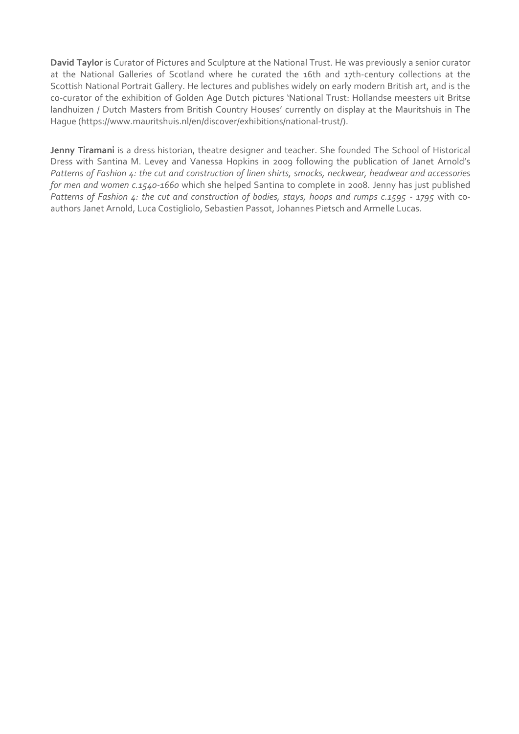**David Taylor** is Curator of Pictures and Sculpture at the National Trust. He was previously a senior curator at the National Galleries of Scotland where he curated the 16th and 17th-century collections at the Scottish National Portrait Gallery. He lectures and publishes widely on early modern British art, and is the co-curator of the exhibition of Golden Age Dutch pictures 'National Trust: Hollandse meesters uit Britse landhuizen / Dutch Masters from British Country Houses' currently on display at the Mauritshuis in The Hague (https://www.mauritshuis.nl/en/discover/exhibitions/national-trust/).

**Jenny Tiramani** is a dress historian, theatre designer and teacher. She founded The School of Historical Dress with Santina M. Levey and Vanessa Hopkins in 2009 following the publication of Janet Arnold's *Patterns of Fashion 4: the cut and construction of linen shirts, smocks, neckwear, headwear and accessories for men and women c.1540-1660* which she helped Santina to complete in 2008. Jenny has just published *Patterns of Fashion 4: the cut and construction of bodies, stays, hoops and rumps c.1595 - 1795* with co-authors Janet Arnold, Luca Costigliolo, Sebastien Passot, Johannes Pietsch and Armelle Lucas.